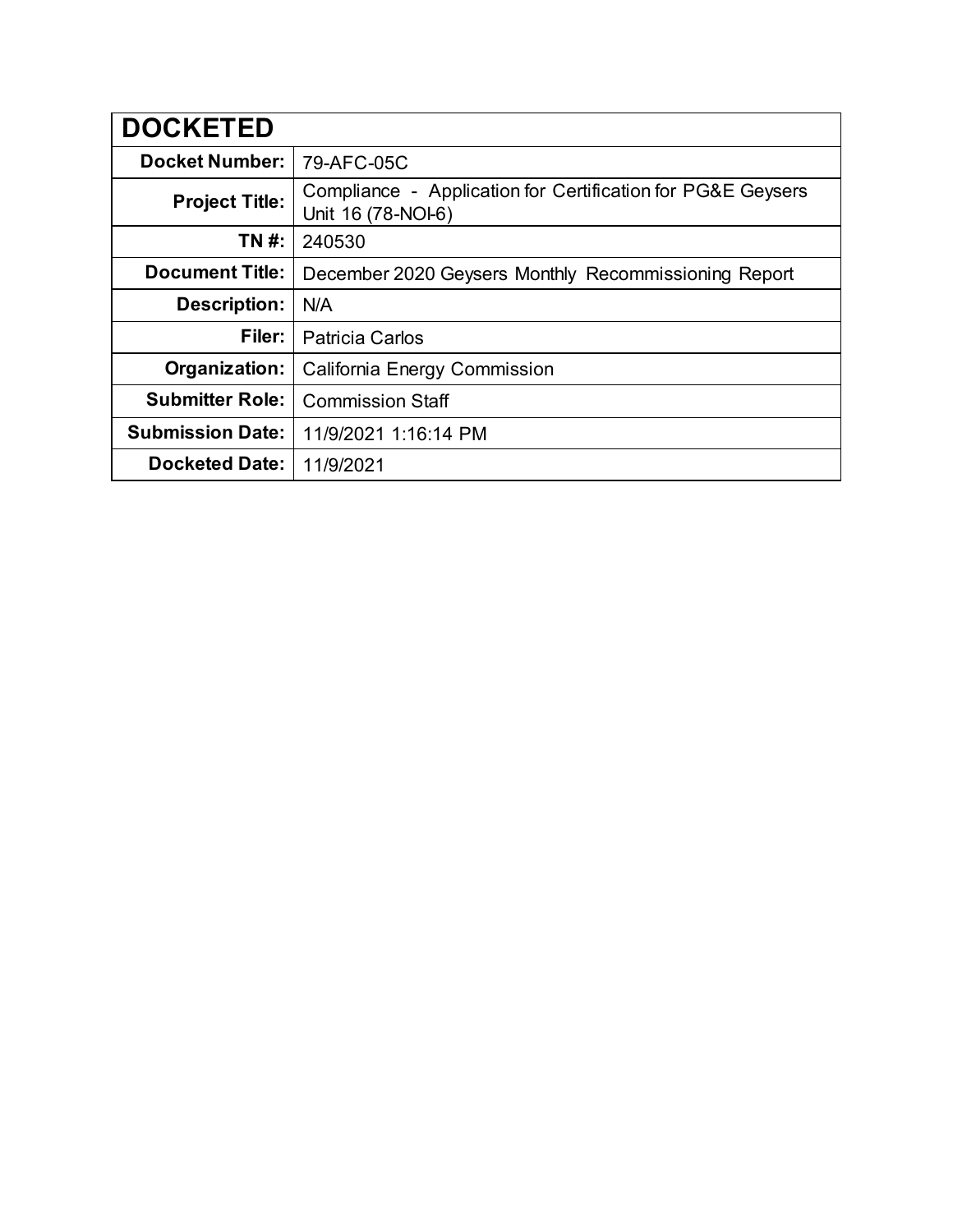| DOCKETED | |
|---|---|
| **Docket Number:** | 79-AFC-05C |
| **Project Title:** | Compliance - Application for Certification for PG&E Geysers Unit 16 (78-NOI-6) |
| **TN #:** | 240530 |
| **Document Title:** | December 2020 Geysers Monthly Recommissioning Report |
| **Description:** | N/A |
| **Filer:** | Patricia Carlos |
| **Organization:** | California Energy Commission |
| **Submitter Role:** | Commission Staff |
| **Submission Date:** | 11/9/2021 1:16:14 PM |
| **Docketed Date:** | 11/9/2021 |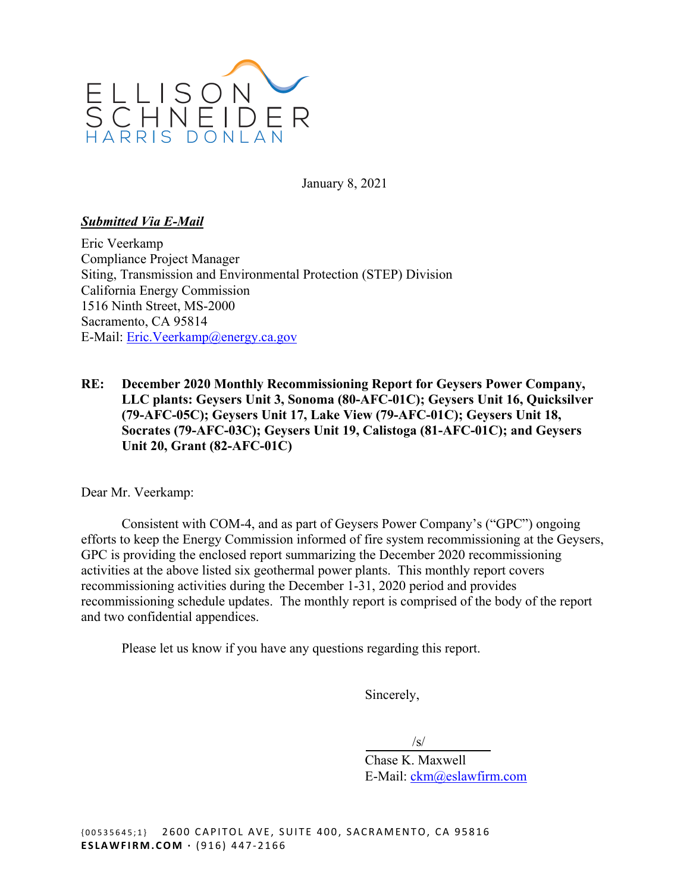ELLISON SCHNEIDER HARRIS DONLAN

January 8, 2021

***Submitted Via E-Mail***

Eric Veerkamp
Compliance Project Manager
Siting, Transmission and Environmental Protection (STEP) Division
California Energy Commission
1516 Ninth Street, MS-2000
Sacramento, CA 95814
E-Mail: Eric.Veerkamp@energy.ca.gov

**RE: December 2020 Monthly Recommissioning Report for Geysers Power Company, LLC plants: Geysers Unit 3, Sonoma (80-AFC-01C); Geysers Unit 16, Quicksilver (79-AFC-05C); Geysers Unit 17, Lake View (79-AFC-01C); Geysers Unit 18, Socrates (79-AFC-03C); Geysers Unit 19, Calistoga (81-AFC-01C); and Geysers Unit 20, Grant (82-AFC-01C)**

Dear Mr. Veerkamp:

Consistent with COM-4, and as part of Geysers Power Company's ("GPC") ongoing efforts to keep the Energy Commission informed of fire system recommissioning at the Geysers, GPC is providing the enclosed report summarizing the December 2020 recommissioning activities at the above listed six geothermal power plants. This monthly report covers recommissioning activities during the December 1-31, 2020 period and provides recommissioning schedule updates. The monthly report is comprised of the body of the report and two confidential appendices.

Please let us know if you have any questions regarding this report.

Sincerely,

/s/
Chase K. Maxwell
E-Mail: ckm@eslawfirm.com

{00535645;1} 2600 CAPITOL AVE, SUITE 400, SACRAMENTO, CA 95816
ESLAWFIRM.COM · (916) 447-2166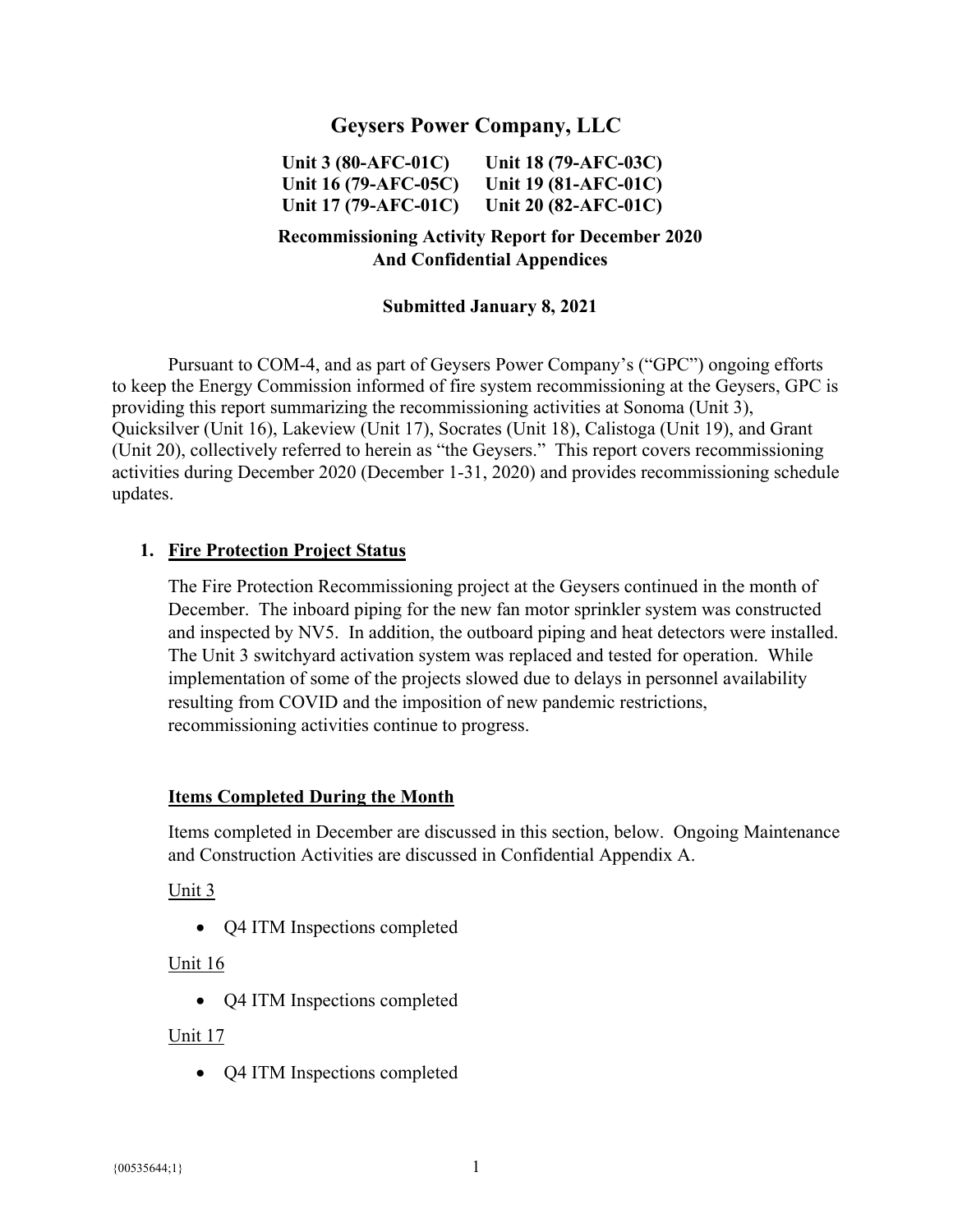# Geysers Power Company, LLC

**Unit 3 (80-AFC-01C) Unit 18 (79-AFC-03C)**
**Unit 16 (79-AFC-05C) Unit 19 (81-AFC-01C)**
**Unit 17 (79-AFC-01C) Unit 20 (82-AFC-01C)**

**Recommissioning Activity Report for December 2020**
**And Confidential Appendices**

**Submitted January 8, 2021**

Pursuant to COM-4, and as part of Geysers Power Company's ("GPC") ongoing efforts to keep the Energy Commission informed of fire system recommissioning at the Geysers, GPC is providing this report summarizing the recommissioning activities at Sonoma (Unit 3), Quicksilver (Unit 16), Lakeview (Unit 17), Socrates (Unit 18), Calistoga (Unit 19), and Grant (Unit 20), collectively referred to herein as "the Geysers." This report covers recommissioning activities during December 2020 (December 1-31, 2020) and provides recommissioning schedule updates.

## 1. Fire Protection Project Status

The Fire Protection Recommissioning project at the Geysers continued in the month of December. The inboard piping for the new fan motor sprinkler system was constructed and inspected by NV5. In addition, the outboard piping and heat detectors were installed. The Unit 3 switchyard activation system was replaced and tested for operation. While implementation of some of the projects slowed due to delays in personnel availability resulting from COVID and the imposition of new pandemic restrictions, recommissioning activities continue to progress.

### Items Completed During the Month

Items completed in December are discussed in this section, below. Ongoing Maintenance and Construction Activities are discussed in Confidential Appendix A.

Unit 3

- Q4 ITM Inspections completed

Unit 16

- Q4 ITM Inspections completed

Unit 17

- Q4 ITM Inspections completed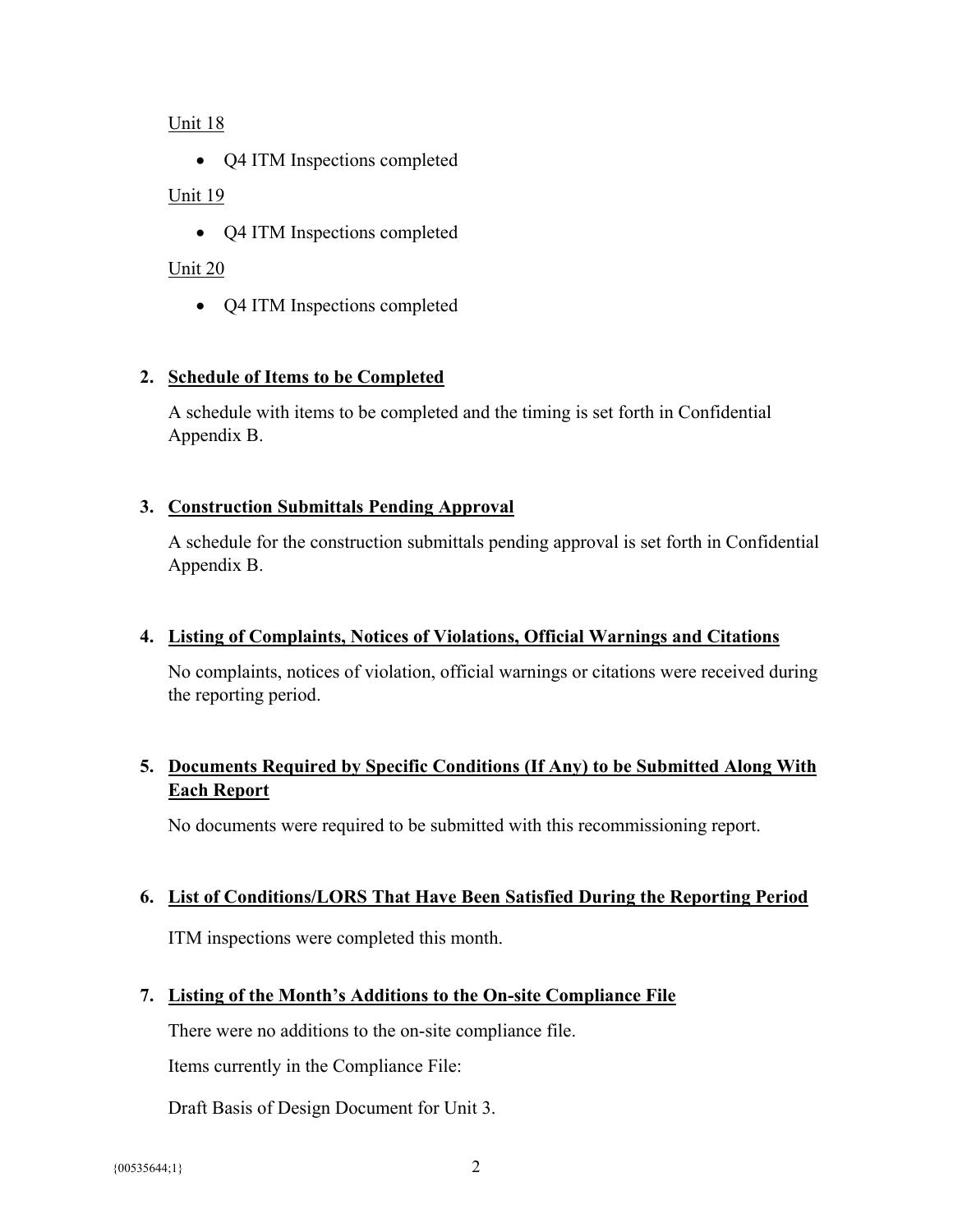Unit 18

- Q4 ITM Inspections completed

Unit 19

- Q4 ITM Inspections completed

Unit 20

- Q4 ITM Inspections completed

## 2. Schedule of Items to be Completed

A schedule with items to be completed and the timing is set forth in Confidential Appendix B.

## 3. Construction Submittals Pending Approval

A schedule for the construction submittals pending approval is set forth in Confidential Appendix B.

## 4. Listing of Complaints, Notices of Violations, Official Warnings and Citations

No complaints, notices of violation, official warnings or citations were received during the reporting period.

## 5. Documents Required by Specific Conditions (If Any) to be Submitted Along With Each Report

No documents were required to be submitted with this recommissioning report.

## 6. List of Conditions/LORS That Have Been Satisfied During the Reporting Period

ITM inspections were completed this month.

## 7. Listing of the Month's Additions to the On-site Compliance File

There were no additions to the on-site compliance file.

Items currently in the Compliance File:

Draft Basis of Design Document for Unit 3.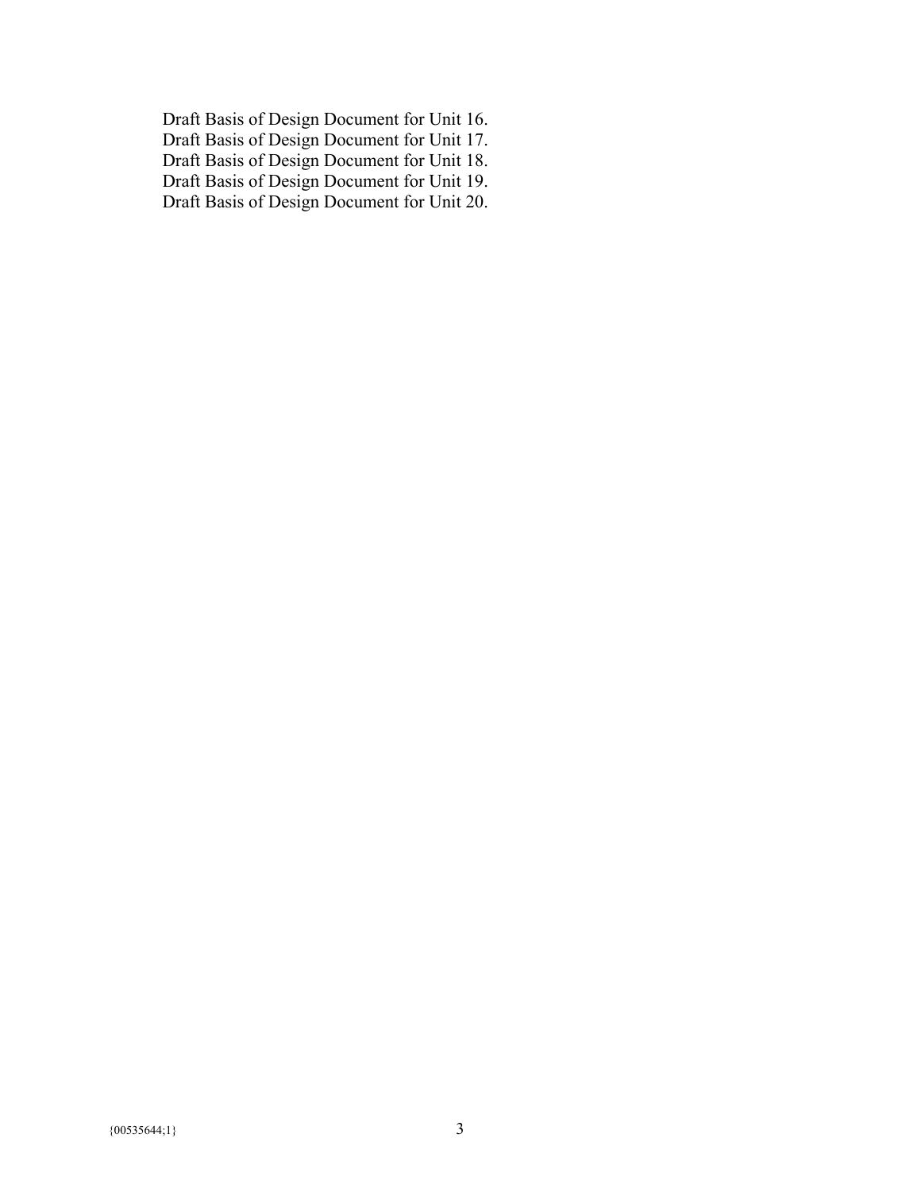Draft Basis of Design Document for Unit 16.
Draft Basis of Design Document for Unit 17.
Draft Basis of Design Document for Unit 18.
Draft Basis of Design Document for Unit 19.
Draft Basis of Design Document for Unit 20.